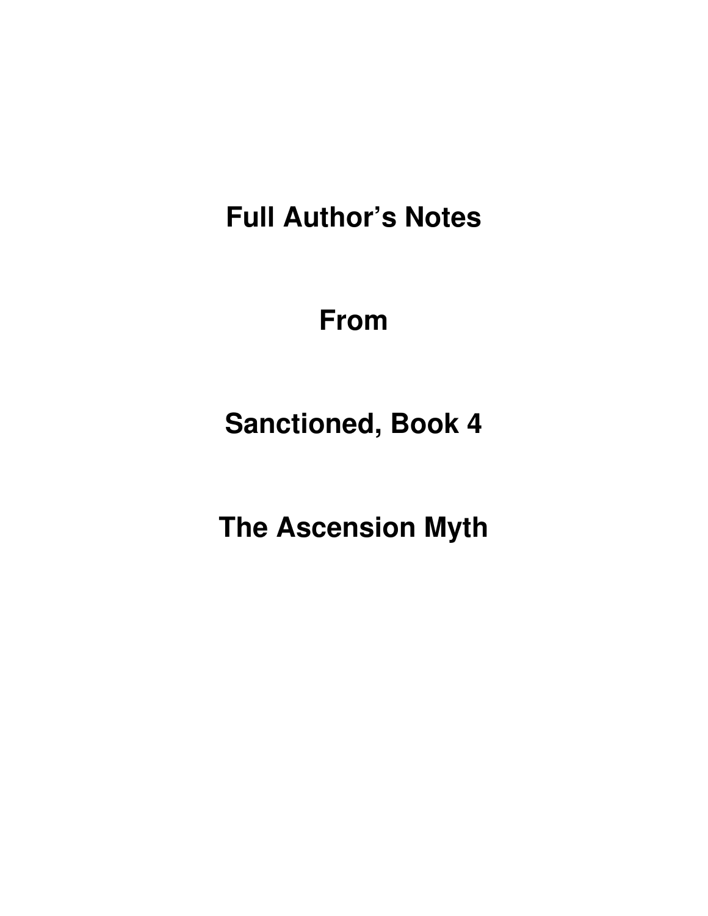# Full Author's Notes

# From

# Sanctioned, Book 4

# The Ascension Myth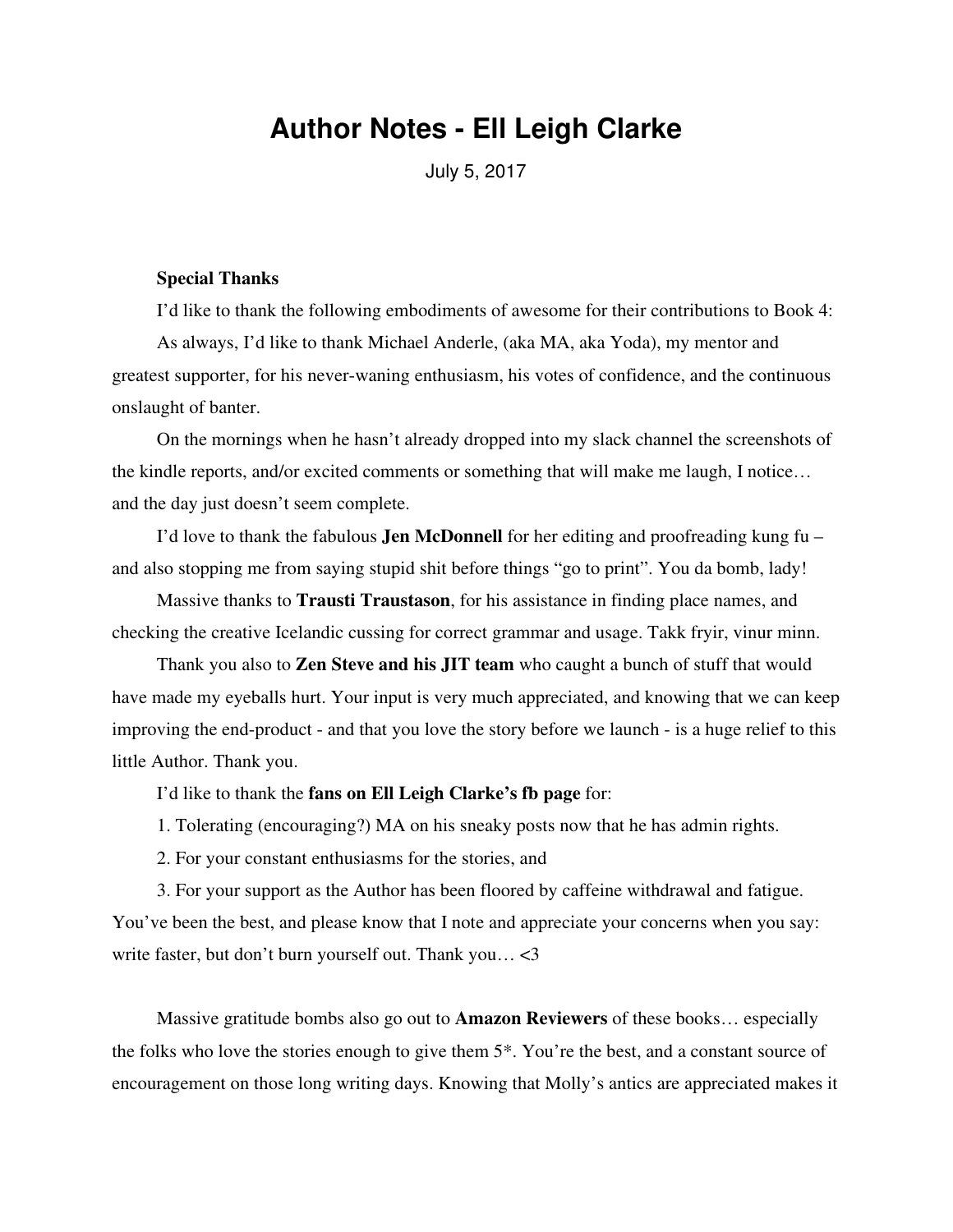# Author Notes - Ell Leigh Clarke

July 5, 2017

**Special Thanks**

I'd like to thank the following embodiments of awesome for their contributions to Book 4:

As always, I'd like to thank Michael Anderle, (aka MA, aka Yoda), my mentor and greatest supporter, for his never-waning enthusiasm, his votes of confidence, and the continuous onslaught of banter.

On the mornings when he hasn't already dropped into my slack channel the screenshots of the kindle reports, and/or excited comments or something that will make me laugh, I notice… and the day just doesn't seem complete.

I'd love to thank the fabulous **Jen McDonnell** for her editing and proofreading kung fu – and also stopping me from saying stupid shit before things "go to print". You da bomb, lady!

Massive thanks to **Trausti Traustason**, for his assistance in finding place names, and checking the creative Icelandic cussing for correct grammar and usage. Takk fryir, vinur minn.

Thank you also to **Zen Steve and his JIT team** who caught a bunch of stuff that would have made my eyeballs hurt. Your input is very much appreciated, and knowing that we can keep improving the end-product - and that you love the story before we launch - is a huge relief to this little Author. Thank you.

I'd like to thank the **fans on Ell Leigh Clarke's fb page** for:

1. Tolerating (encouraging?) MA on his sneaky posts now that he has admin rights.
2. For your constant enthusiasms for the stories, and
3. For your support as the Author has been floored by caffeine withdrawal and fatigue. You've been the best, and please know that I note and appreciate your concerns when you say: write faster, but don't burn yourself out. Thank you… <3

Massive gratitude bombs also go out to **Amazon Reviewers** of these books… especially the folks who love the stories enough to give them 5*. You're the best, and a constant source of encouragement on those long writing days. Knowing that Molly's antics are appreciated makes it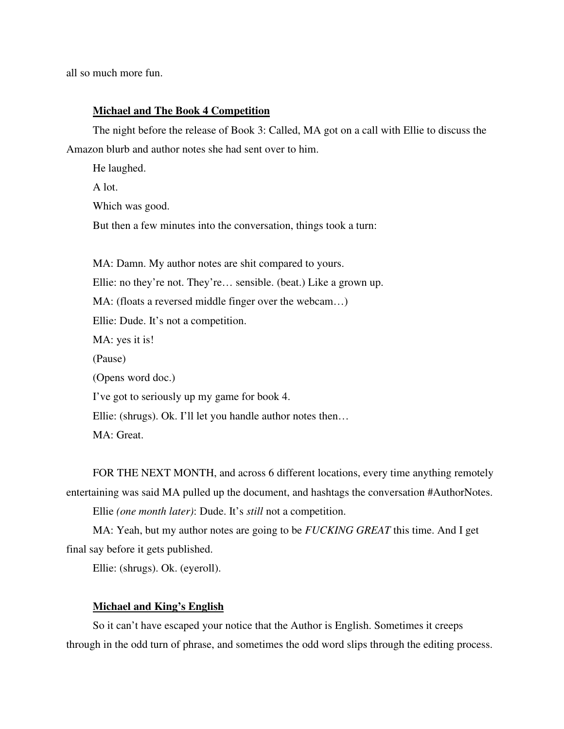all so much more fun.

**<u>Michael and The Book 4 Competition</u>**

The night before the release of Book 3: Called, MA got on a call with Ellie to discuss the Amazon blurb and author notes she had sent over to him.

He laughed.

A lot.

Which was good.

But then a few minutes into the conversation, things took a turn:

MA: Damn. My author notes are shit compared to yours.

Ellie: no they're not. They're… sensible. (beat.) Like a grown up.

MA: (floats a reversed middle finger over the webcam…)

Ellie: Dude. It's not a competition.

MA: yes it is!

(Pause)

(Opens word doc.)

I've got to seriously up my game for book 4.

Ellie: (shrugs). Ok. I'll let you handle author notes then…

MA: Great.

FOR THE NEXT MONTH, and across 6 different locations, every time anything remotely entertaining was said MA pulled up the document, and hashtags the conversation #AuthorNotes.

Ellie *(one month later)*: Dude. It's *still* not a competition.

MA: Yeah, but my author notes are going to be *FUCKING GREAT* this time. And I get final say before it gets published.

Ellie: (shrugs). Ok. (eyeroll).

**<u>Michael and King's English</u>**

So it can't have escaped your notice that the Author is English. Sometimes it creeps through in the odd turn of phrase, and sometimes the odd word slips through the editing process.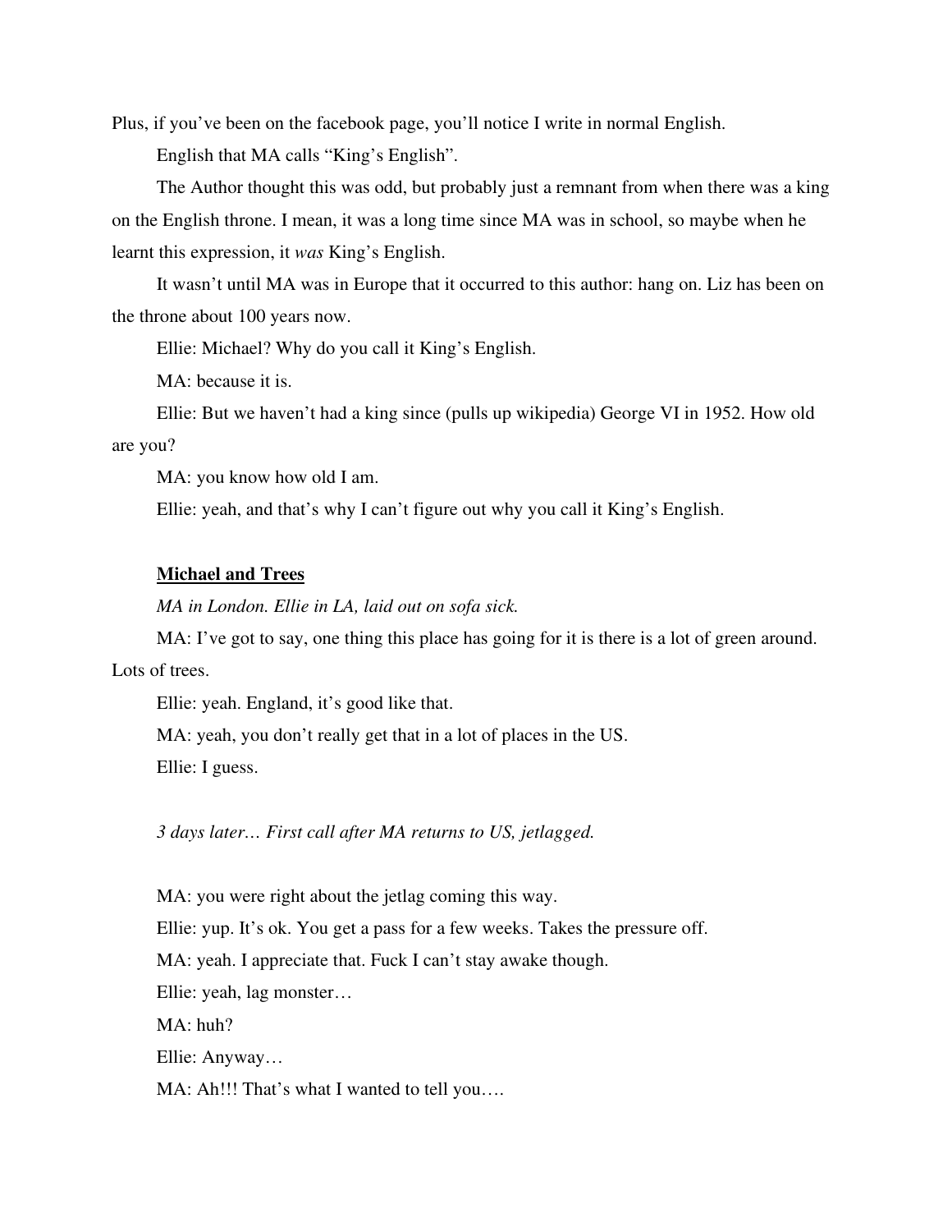Plus, if you've been on the facebook page, you'll notice I write in normal English.

English that MA calls "King's English".

The Author thought this was odd, but probably just a remnant from when there was a king on the English throne. I mean, it was a long time since MA was in school, so maybe when he learnt this expression, it *was* King's English.

It wasn't until MA was in Europe that it occurred to this author: hang on. Liz has been on the throne about 100 years now.

Ellie: Michael? Why do you call it King's English.

MA: because it is.

Ellie: But we haven't had a king since (pulls up wikipedia) George VI in 1952. How old are you?

MA: you know how old I am.

Ellie: yeah, and that's why I can't figure out why you call it King's English.

**<u>Michael and Trees</u>**

*MA in London. Ellie in LA, laid out on sofa sick.*

MA: I've got to say, one thing this place has going for it is there is a lot of green around. Lots of trees.

Ellie: yeah. England, it's good like that.

MA: yeah, you don't really get that in a lot of places in the US.

Ellie: I guess.

*3 days later… First call after MA returns to US, jetlagged.*

MA: you were right about the jetlag coming this way.

Ellie: yup. It's ok. You get a pass for a few weeks. Takes the pressure off.

MA: yeah. I appreciate that. Fuck I can't stay awake though.

Ellie: yeah, lag monster…

MA: huh?

Ellie: Anyway…

MA: Ah!!! That's what I wanted to tell you….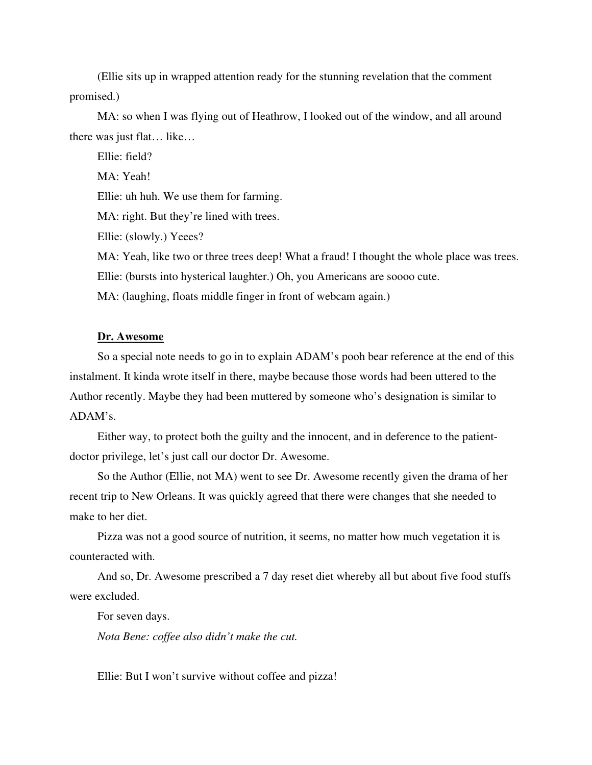(Ellie sits up in wrapped attention ready for the stunning revelation that the comment promised.)

MA: so when I was flying out of Heathrow, I looked out of the window, and all around there was just flat… like…

Ellie: field?

MA: Yeah!

Ellie: uh huh. We use them for farming.

MA: right. But they're lined with trees.

Ellie: (slowly.) Yeees?

MA: Yeah, like two or three trees deep! What a fraud! I thought the whole place was trees.

Ellie: (bursts into hysterical laughter.) Oh, you Americans are soooo cute.

MA: (laughing, floats middle finger in front of webcam again.)

**<u>Dr. Awesome</u>**

So a special note needs to go in to explain ADAM's pooh bear reference at the end of this instalment. It kinda wrote itself in there, maybe because those words had been uttered to the Author recently. Maybe they had been muttered by someone who's designation is similar to ADAM's.

Either way, to protect both the guilty and the innocent, and in deference to the patient-doctor privilege, let's just call our doctor Dr. Awesome.

So the Author (Ellie, not MA) went to see Dr. Awesome recently given the drama of her recent trip to New Orleans. It was quickly agreed that there were changes that she needed to make to her diet.

Pizza was not a good source of nutrition, it seems, no matter how much vegetation it is counteracted with.

And so, Dr. Awesome prescribed a 7 day reset diet whereby all but about five food stuffs were excluded.

For seven days.

*Nota Bene: coffee also didn't make the cut.*

Ellie: But I won't survive without coffee and pizza!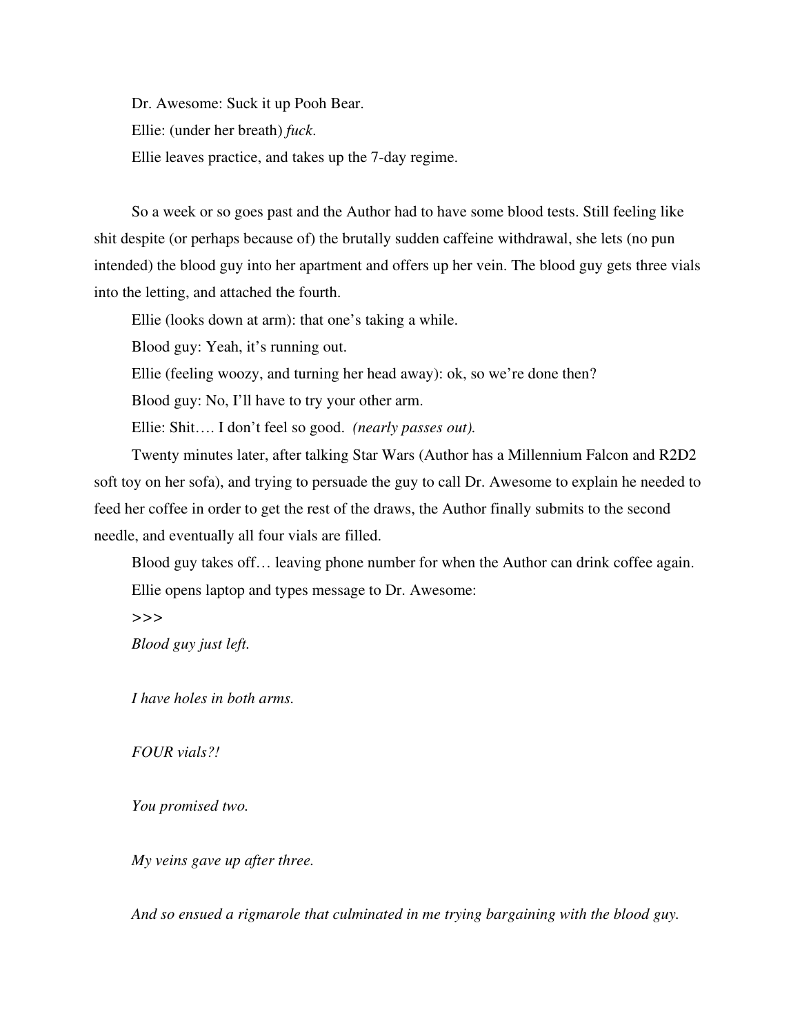Dr. Awesome: Suck it up Pooh Bear.

Ellie: (under her breath) *fuck*.

Ellie leaves practice, and takes up the 7-day regime.

So a week or so goes past and the Author had to have some blood tests. Still feeling like shit despite (or perhaps because of) the brutally sudden caffeine withdrawal, she lets (no pun intended) the blood guy into her apartment and offers up her vein. The blood guy gets three vials into the letting, and attached the fourth.

Ellie (looks down at arm): that one's taking a while.

Blood guy: Yeah, it's running out.

Ellie (feeling woozy, and turning her head away): ok, so we're done then?

Blood guy: No, I'll have to try your other arm.

Ellie: Shit…. I don't feel so good. *(nearly passes out).*

Twenty minutes later, after talking Star Wars (Author has a Millennium Falcon and R2D2 soft toy on her sofa), and trying to persuade the guy to call Dr. Awesome to explain he needed to feed her coffee in order to get the rest of the draws, the Author finally submits to the second needle, and eventually all four vials are filled.

Blood guy takes off… leaving phone number for when the Author can drink coffee again.

Ellie opens laptop and types message to Dr. Awesome:

>>>

*Blood guy just left.*

*I have holes in both arms.*

*FOUR vials?!*

*You promised two.*

*My veins gave up after three.*

*And so ensued a rigmarole that culminated in me trying bargaining with the blood guy.*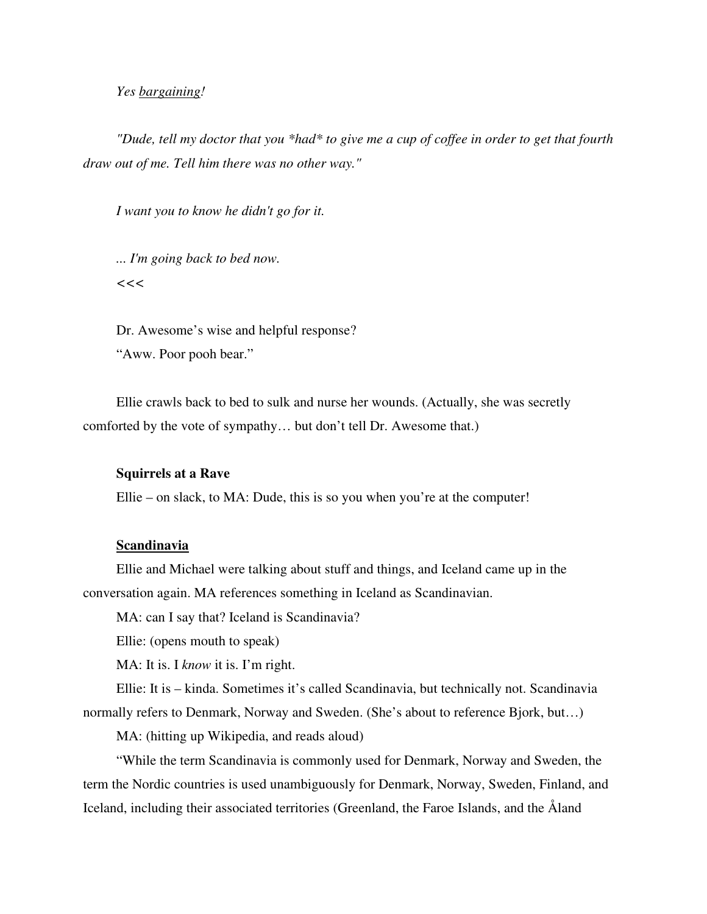*Yes bargaining!*

*"Dude, tell my doctor that you *had* to give me a cup of coffee in order to get that fourth draw out of me. Tell him there was no other way."*

*I want you to know he didn't go for it.*

*... I'm going back to bed now.*
*<<<*

Dr. Awesome's wise and helpful response?
"Aww. Poor pooh bear."

Ellie crawls back to bed to sulk and nurse her wounds. (Actually, she was secretly comforted by the vote of sympathy… but don't tell Dr. Awesome that.)

**Squirrels at a Rave**

Ellie – on slack, to MA: Dude, this is so you when you're at the computer!

**Scandinavia**

Ellie and Michael were talking about stuff and things, and Iceland came up in the conversation again. MA references something in Iceland as Scandinavian.

MA: can I say that? Iceland is Scandinavia?

Ellie: (opens mouth to speak)

MA: It is. I *know* it is. I'm right.

Ellie: It is – kinda. Sometimes it's called Scandinavia, but technically not. Scandinavia normally refers to Denmark, Norway and Sweden. (She's about to reference Bjork, but…)

MA: (hitting up Wikipedia, and reads aloud)

"While the term Scandinavia is commonly used for Denmark, Norway and Sweden, the term the Nordic countries is used unambiguously for Denmark, Norway, Sweden, Finland, and Iceland, including their associated territories (Greenland, the Faroe Islands, and the Åland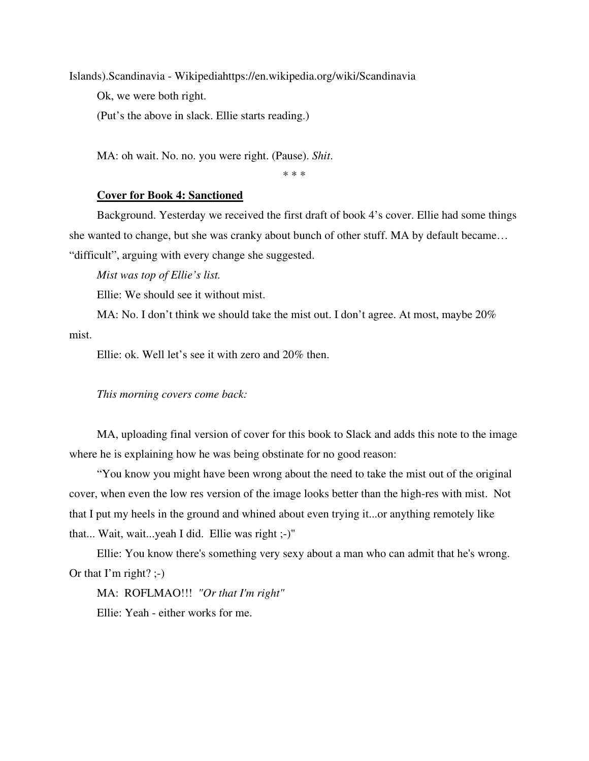Islands).Scandinavia - Wikipediahttps://en.wikipedia.org/wiki/Scandinavia

Ok, we were both right.

(Put's the above in slack. Ellie starts reading.)

MA: oh wait. No. no. you were right. (Pause). *Shit*.

\* \* \*

**Cover for Book 4: Sanctioned**

Background. Yesterday we received the first draft of book 4's cover. Ellie had some things she wanted to change, but she was cranky about bunch of other stuff. MA by default became… "difficult", arguing with every change she suggested.

*Mist was top of Ellie's list.*

Ellie: We should see it without mist.

MA: No. I don't think we should take the mist out. I don't agree. At most, maybe 20% mist.

Ellie: ok. Well let's see it with zero and 20% then.

*This morning covers come back:*

MA, uploading final version of cover for this book to Slack and adds this note to the image where he is explaining how he was being obstinate for no good reason:

"You know you might have been wrong about the need to take the mist out of the original cover, when even the low res version of the image looks better than the high-res with mist. Not that I put my heels in the ground and whined about even trying it...or anything remotely like that... Wait, wait...yeah I did. Ellie was right ;-)"

Ellie: You know there's something very sexy about a man who can admit that he's wrong. Or that I'm right? ;-)

MA: ROFLMAO!!! *"Or that I'm right"*

Ellie: Yeah - either works for me.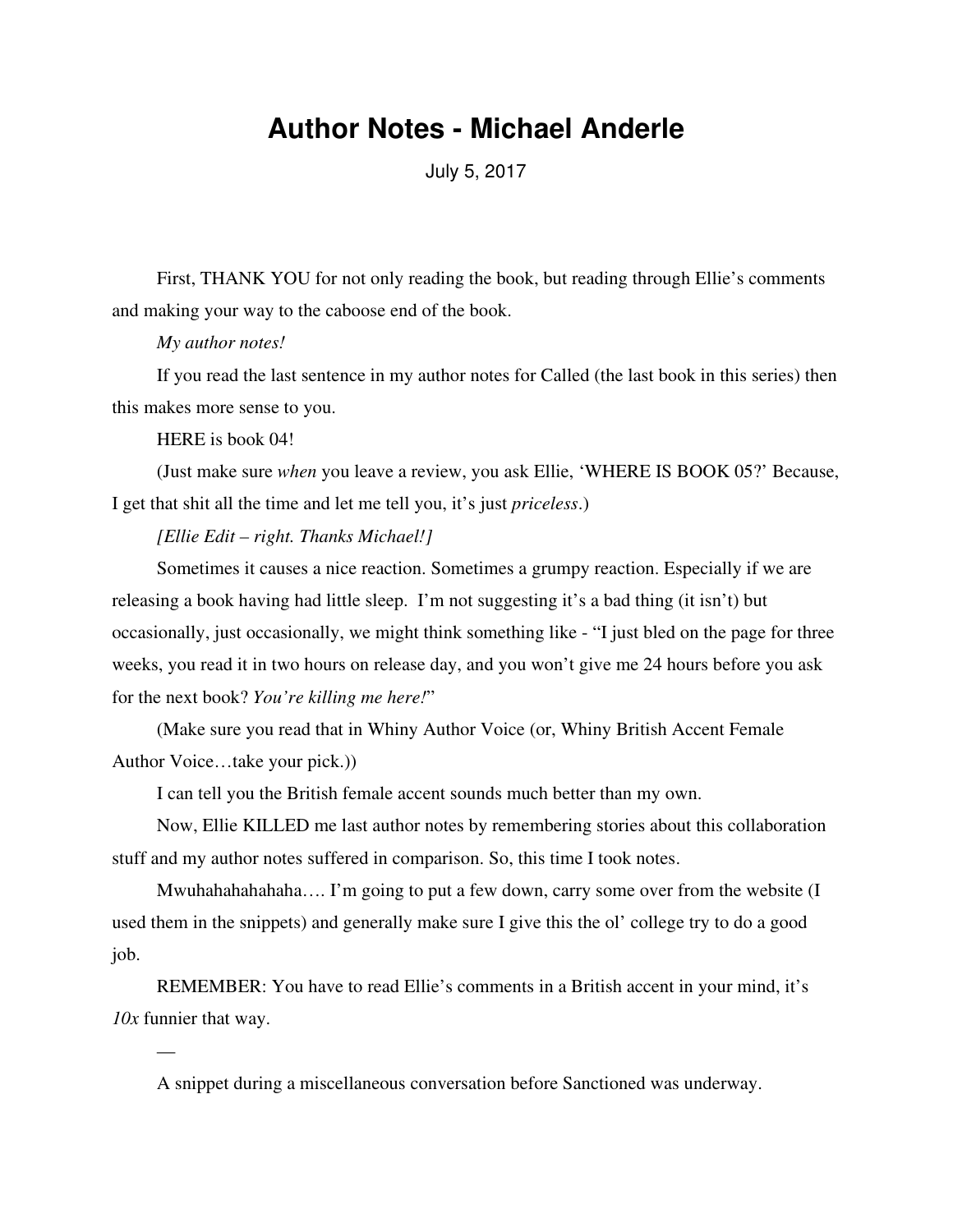# Author Notes - Michael Anderle

July 5, 2017

First, THANK YOU for not only reading the book, but reading through Ellie's comments and making your way to the caboose end of the book.

*My author notes!*

If you read the last sentence in my author notes for Called (the last book in this series) then this makes more sense to you.

HERE is book 04!

(Just make sure *when* you leave a review, you ask Ellie, 'WHERE IS BOOK 05?' Because, I get that shit all the time and let me tell you, it's just *priceless*.)

*[Ellie Edit – right. Thanks Michael!]*

Sometimes it causes a nice reaction. Sometimes a grumpy reaction. Especially if we are releasing a book having had little sleep.  I'm not suggesting it's a bad thing (it isn't) but occasionally, just occasionally, we might think something like - "I just bled on the page for three weeks, you read it in two hours on release day, and you won't give me 24 hours before you ask for the next book? *You're killing me here!*"

(Make sure you read that in Whiny Author Voice (or, Whiny British Accent Female Author Voice…take your pick.))

I can tell you the British female accent sounds much better than my own.

Now, Ellie KILLED me last author notes by remembering stories about this collaboration stuff and my author notes suffered in comparison. So, this time I took notes.

Mwuhahahahahaha…. I'm going to put a few down, carry some over from the website (I used them in the snippets) and generally make sure I give this the ol' college try to do a good job.

REMEMBER: You have to read Ellie's comments in a British accent in your mind, it's *10x* funnier that way.

—

A snippet during a miscellaneous conversation before Sanctioned was underway.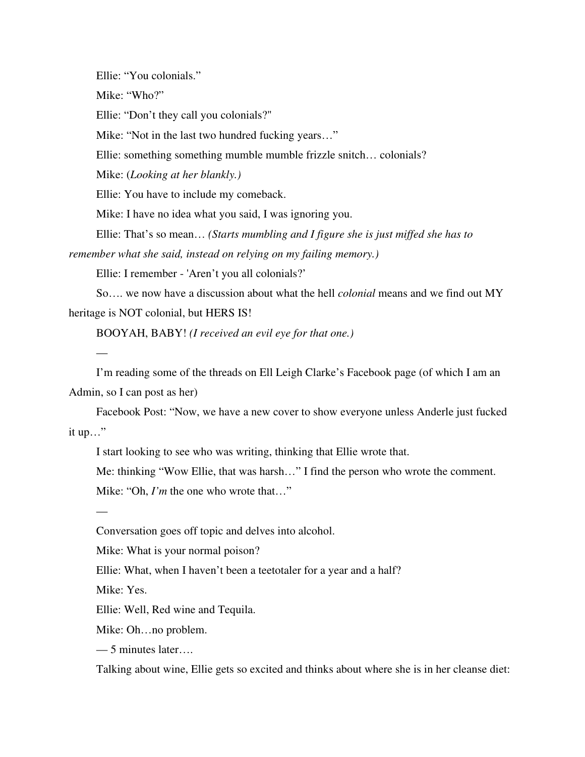Ellie: “You colonials.”

Mike: “Who?”

Ellie: “Don’t they call you colonials?"

Mike: “Not in the last two hundred fucking years…”

Ellie: something something mumble mumble frizzle snitch… colonials?

Mike: (*Looking at her blankly.)*

Ellie: You have to include my comeback.

Mike: I have no idea what you said, I was ignoring you.

Ellie: That’s so mean… *(Starts mumbling and I figure she is just miffed she has to remember what she said, instead on relying on my failing memory.)*

Ellie: I remember - 'Aren’t you all colonials?’

So…. we now have a discussion about what the hell *colonial* means and we find out MY heritage is NOT colonial, but HERS IS!

BOOYAH, BABY! *(I received an evil eye for that one.)*

—

I’m reading some of the threads on Ell Leigh Clarke’s Facebook page (of which I am an Admin, so I can post as her)

Facebook Post: “Now, we have a new cover to show everyone unless Anderle just fucked it up…”

I start looking to see who was writing, thinking that Ellie wrote that.

Me: thinking “Wow Ellie, that was harsh…” I find the person who wrote the comment.

Mike: “Oh, *I’m* the one who wrote that…”

—

Conversation goes off topic and delves into alcohol.

Mike: What is your normal poison?

Ellie: What, when I haven’t been a teetotaler for a year and a half?

Mike: Yes.

Ellie: Well, Red wine and Tequila.

Mike: Oh…no problem.

— 5 minutes later….

Talking about wine, Ellie gets so excited and thinks about where she is in her cleanse diet: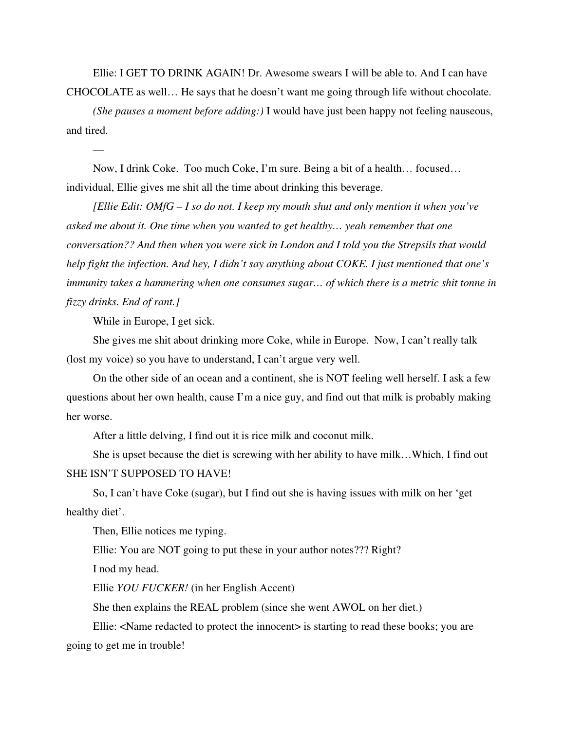Ellie: I GET TO DRINK AGAIN! Dr. Awesome swears I will be able to. And I can have CHOCOLATE as well… He says that he doesn't want me going through life without chocolate.

*(She pauses a moment before adding:)* I would have just been happy not feeling nauseous, and tired.

—

Now, I drink Coke. Too much Coke, I'm sure. Being a bit of a health… focused… individual, Ellie gives me shit all the time about drinking this beverage.

*[Ellie Edit: OMfG – I so do not. I keep my mouth shut and only mention it when you've asked me about it. One time when you wanted to get healthy… yeah remember that one conversation?? And then when you were sick in London and I told you the Strepsils that would help fight the infection. And hey, I didn't say anything about COKE. I just mentioned that one's immunity takes a hammering when one consumes sugar… of which there is a metric shit tonne in fizzy drinks. End of rant.]*

While in Europe, I get sick.

She gives me shit about drinking more Coke, while in Europe. Now, I can't really talk (lost my voice) so you have to understand, I can't argue very well.

On the other side of an ocean and a continent, she is NOT feeling well herself. I ask a few questions about her own health, cause I'm a nice guy, and find out that milk is probably making her worse.

After a little delving, I find out it is rice milk and coconut milk.

She is upset because the diet is screwing with her ability to have milk…Which, I find out SHE ISN'T SUPPOSED TO HAVE!

So, I can't have Coke (sugar), but I find out she is having issues with milk on her 'get healthy diet'.

Then, Ellie notices me typing.

Ellie: You are NOT going to put these in your author notes??? Right?

I nod my head.

Ellie *YOU FUCKER!* (in her English Accent)

She then explains the REAL problem (since she went AWOL on her diet.)

Ellie: <Name redacted to protect the innocent> is starting to read these books; you are going to get me in trouble!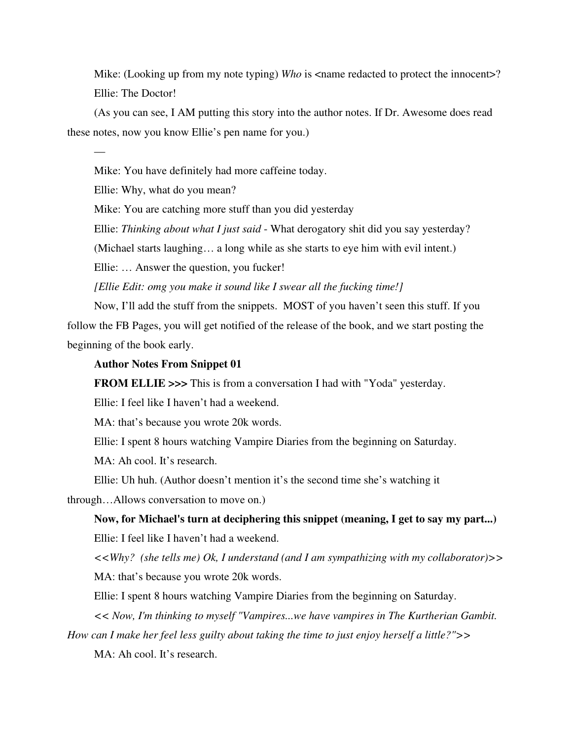Mike: (Looking up from my note typing) *Who* is <name redacted to protect the innocent>?

Ellie: The Doctor!

(As you can see, I AM putting this story into the author notes. If Dr. Awesome does read these notes, now you know Ellie's pen name for you.)

—

Mike: You have definitely had more caffeine today.

Ellie: Why, what do you mean?

Mike: You are catching more stuff than you did yesterday

Ellie: *Thinking about what I just said* - What derogatory shit did you say yesterday?

(Michael starts laughing… a long while as she starts to eye him with evil intent.)

Ellie: … Answer the question, you fucker!

*[Ellie Edit: omg you make it sound like I swear all the fucking time!]*

Now, I'll add the stuff from the snippets.  MOST of you haven't seen this stuff. If you follow the FB Pages, you will get notified of the release of the book, and we start posting the beginning of the book early.

**Author Notes From Snippet 01**

**FROM ELLIE >>>** This is from a conversation I had with "Yoda" yesterday.

Ellie: I feel like I haven't had a weekend.

MA: that's because you wrote 20k words.

Ellie: I spent 8 hours watching Vampire Diaries from the beginning on Saturday.

MA: Ah cool. It's research.

Ellie: Uh huh. (Author doesn't mention it's the second time she's watching it through…Allows conversation to move on.)

**Now, for Michael's turn at deciphering this snippet (meaning, I get to say my part...)**

Ellie: I feel like I haven't had a weekend.

*<<Why?  (she tells me) Ok, I understand (and I am sympathizing with my collaborator)>>*

MA: that's because you wrote 20k words.

Ellie: I spent 8 hours watching Vampire Diaries from the beginning on Saturday.

*<< Now, I'm thinking to myself "Vampires...we have vampires in The Kurtherian Gambit. How can I make her feel less guilty about taking the time to just enjoy herself a little?">>*

MA: Ah cool. It's research.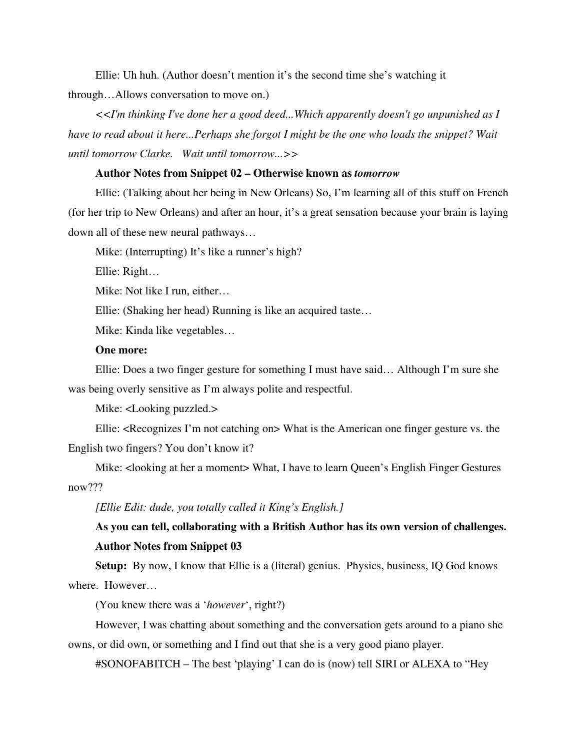Ellie: Uh huh. (Author doesn't mention it's the second time she's watching it through…Allows conversation to move on.)

*<<I'm thinking I've done her a good deed...Which apparently doesn't go unpunished as I have to read about it here...Perhaps she forgot I might be the one who loads the snippet? Wait until tomorrow Clarke. Wait until tomorrow...>>*

**Author Notes from Snippet 02 – Otherwise known as *tomorrow***

Ellie: (Talking about her being in New Orleans) So, I'm learning all of this stuff on French (for her trip to New Orleans) and after an hour, it's a great sensation because your brain is laying down all of these new neural pathways…

Mike: (Interrupting) It's like a runner's high?

Ellie: Right…

Mike: Not like I run, either…

Ellie: (Shaking her head) Running is like an acquired taste…

Mike: Kinda like vegetables…

**One more:**

Ellie: Does a two finger gesture for something I must have said… Although I'm sure she was being overly sensitive as I'm always polite and respectful.

Mike: <Looking puzzled.>

Ellie: <Recognizes I'm not catching on> What is the American one finger gesture vs. the English two fingers? You don't know it?

Mike: <looking at her a moment> What, I have to learn Queen's English Finger Gestures now???

*[Ellie Edit: dude, you totally called it King's English.]*

**As you can tell, collaborating with a British Author has its own version of challenges.**

**Author Notes from Snippet 03**

**Setup:** By now, I know that Ellie is a (literal) genius. Physics, business, IQ God knows where. However…

(You knew there was a '*however*', right?)

However, I was chatting about something and the conversation gets around to a piano she owns, or did own, or something and I find out that she is a very good piano player.

#SONOFABITCH – The best 'playing' I can do is (now) tell SIRI or ALEXA to "Hey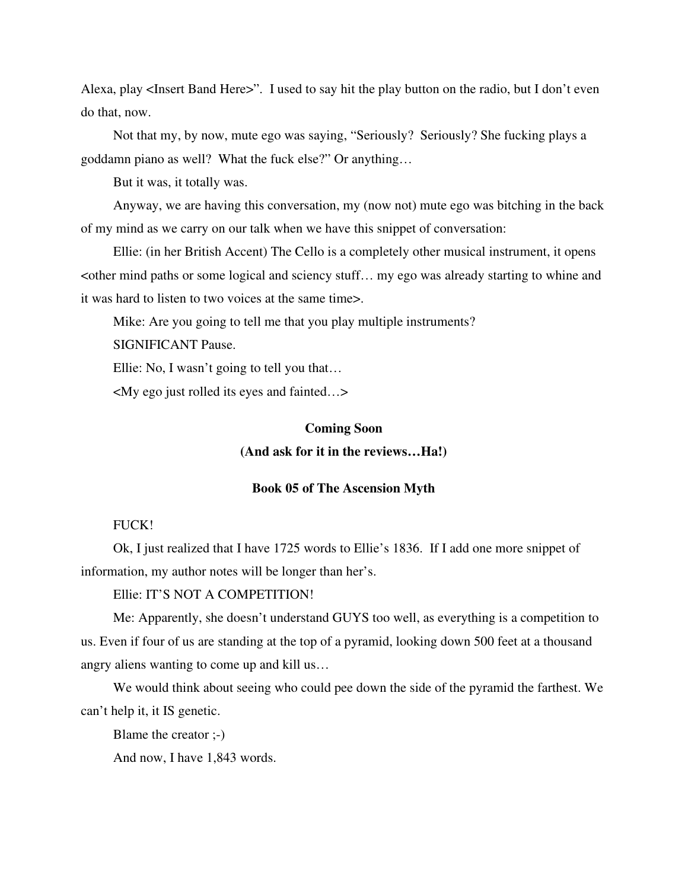Alexa, play <Insert Band Here>". I used to say hit the play button on the radio, but I don't even do that, now.

Not that my, by now, mute ego was saying, "Seriously? Seriously? She fucking plays a goddamn piano as well? What the fuck else?" Or anything…

But it was, it totally was.

Anyway, we are having this conversation, my (now not) mute ego was bitching in the back of my mind as we carry on our talk when we have this snippet of conversation:

Ellie: (in her British Accent) The Cello is a completely other musical instrument, it opens <other mind paths or some logical and sciency stuff… my ego was already starting to whine and it was hard to listen to two voices at the same time>.

Mike: Are you going to tell me that you play multiple instruments?

SIGNIFICANT Pause.

Ellie: No, I wasn't going to tell you that…

<My ego just rolled its eyes and fainted…>

**Coming Soon**

**(And ask for it in the reviews…Ha!)**

**Book 05 of The Ascension Myth**

FUCK!

Ok, I just realized that I have 1725 words to Ellie's 1836. If I add one more snippet of information, my author notes will be longer than her's.

Ellie: IT'S NOT A COMPETITION!

Me: Apparently, she doesn't understand GUYS too well, as everything is a competition to us. Even if four of us are standing at the top of a pyramid, looking down 500 feet at a thousand angry aliens wanting to come up and kill us…

We would think about seeing who could pee down the side of the pyramid the farthest. We can't help it, it IS genetic.

Blame the creator ;-)

And now, I have 1,843 words.